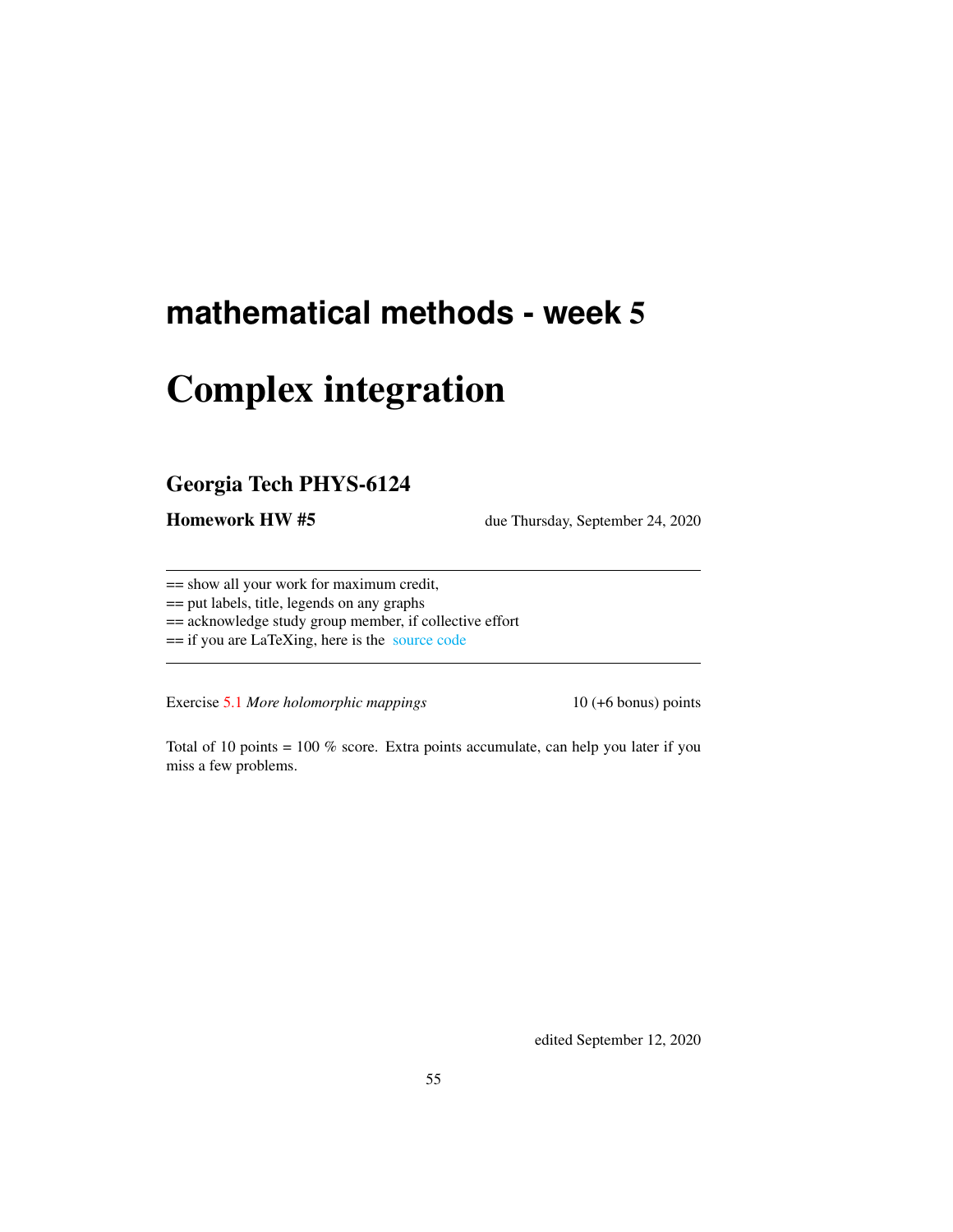# mathematical methods - week 5

# Complex integration

## Georgia Tech PHYS-6124

**Homework HW #5** due Thursday, September 24, 2020

---

== show all your work for maximum credit,
== put labels, title, legends on any graphs
== acknowledge study group member, if collective effort
== if you are LaTeXing, here is the source code

---

Exercise 5.1 *More holomorphic mappings* 10 (+6 bonus) points

Total of 10 points = 100 % score. Extra points accumulate, can help you later if you miss a few problems.

edited September 12, 2020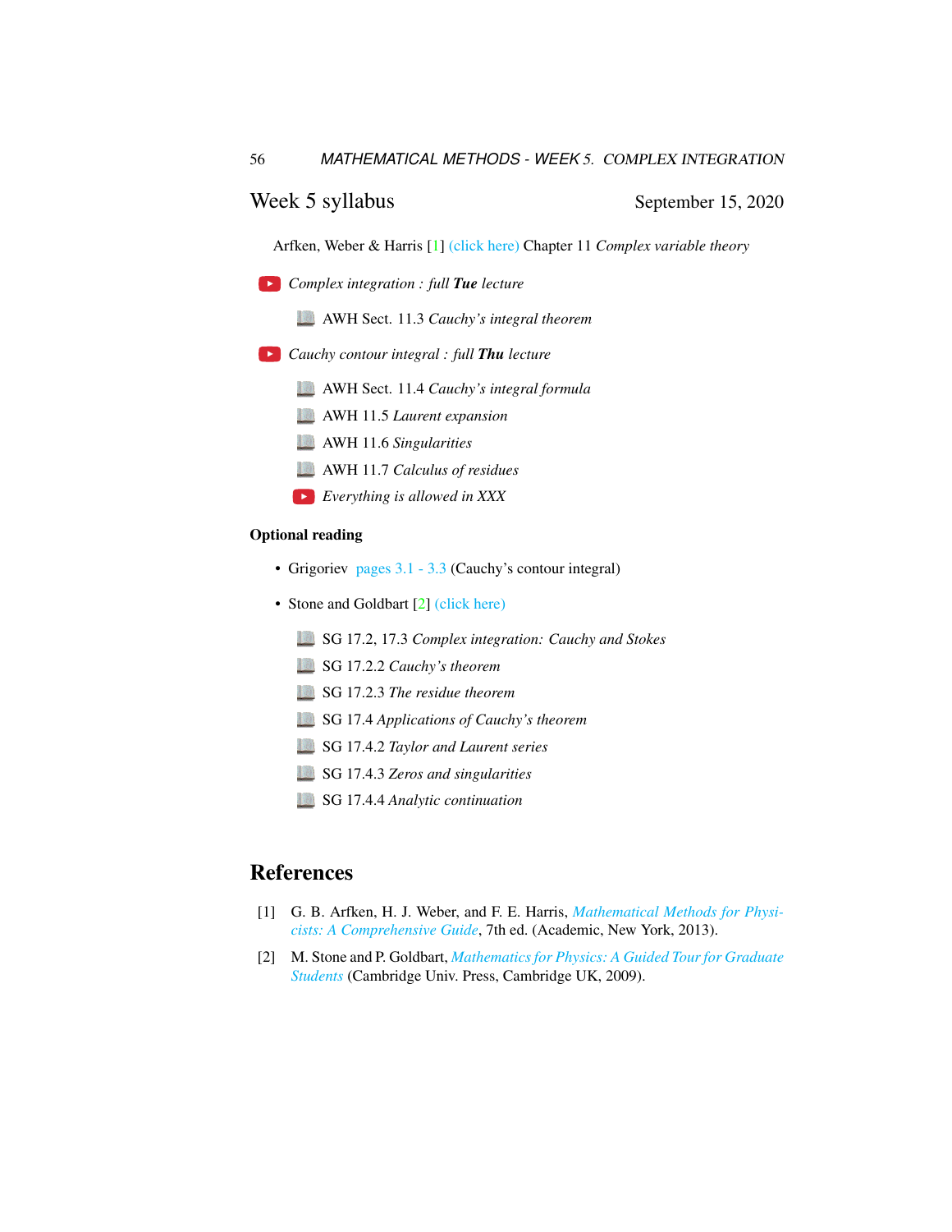## Week 5 syllabus

September 15, 2020

Arfken, Weber & Harris [1] (click here) Chapter 11 *Complex variable theory*

- *Complex integration : full **Tue** lecture*
  - AWH Sect. 11.3 *Cauchy's integral theorem*
- *Cauchy contour integral : full **Thu** lecture*
  - AWH Sect. 11.4 *Cauchy's integral formula*
  - AWH 11.5 *Laurent expansion*
  - AWH 11.6 *Singularities*
  - AWH 11.7 *Calculus of residues*
  - *Everything is allowed in XXX*

### Optional reading

- Grigoriev pages 3.1 - 3.3 (Cauchy's contour integral)
- Stone and Goldbart [2] (click here)
  - SG 17.2, 17.3 *Complex integration: Cauchy and Stokes*
  - SG 17.2.2 *Cauchy's theorem*
  - SG 17.2.3 *The residue theorem*
  - SG 17.4 *Applications of Cauchy's theorem*
  - SG 17.4.2 *Taylor and Laurent series*
  - SG 17.4.3 *Zeros and singularities*
  - SG 17.4.4 *Analytic continuation*

## References

[1] G. B. Arfken, H. J. Weber, and F. E. Harris, *Mathematical Methods for Physicists: A Comprehensive Guide*, 7th ed. (Academic, New York, 2013).

[2] M. Stone and P. Goldbart, *Mathematics for Physics: A Guided Tour for Graduate Students* (Cambridge Univ. Press, Cambridge UK, 2009).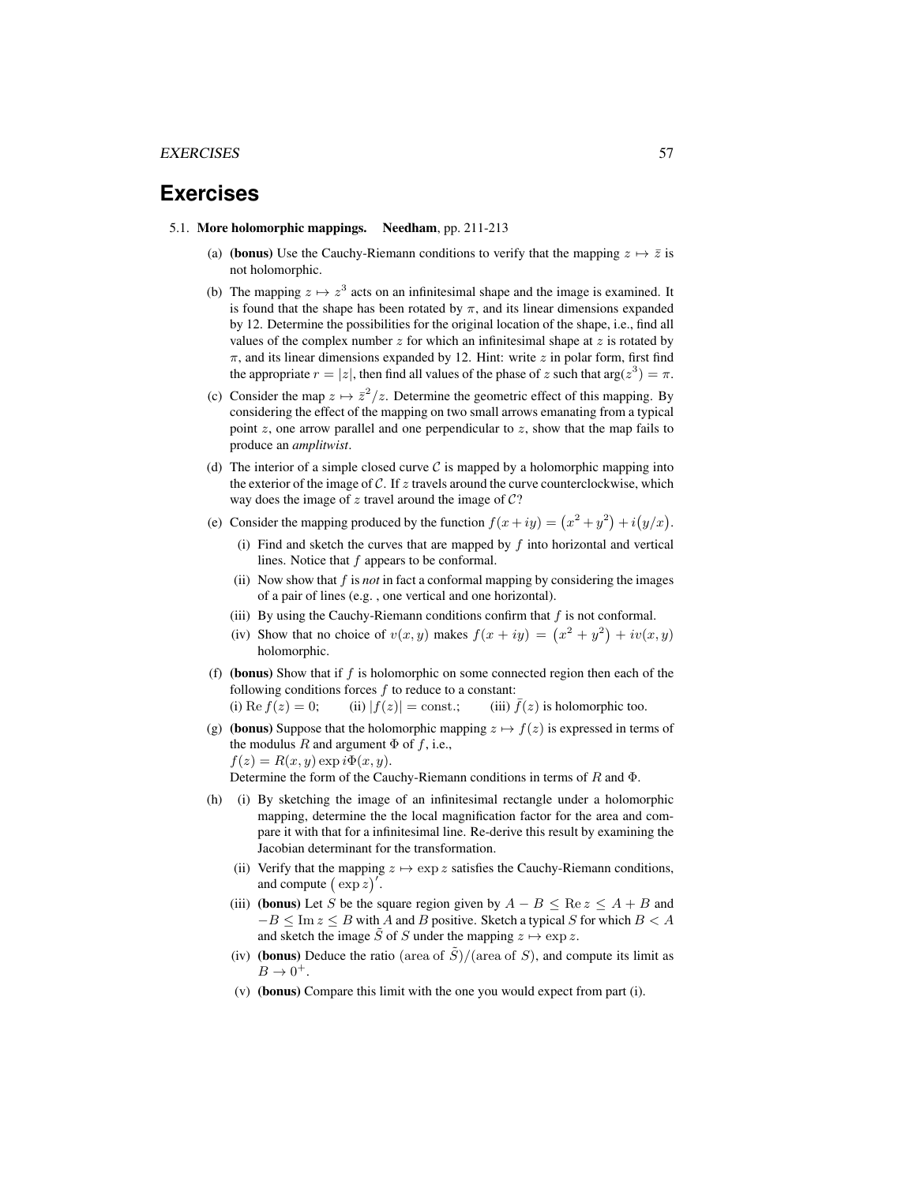# Exercises

5.1. **More holomorphic mappings.** **Needham**, pp. 211-213

(a) **(bonus)** Use the Cauchy-Riemann conditions to verify that the mapping $z \mapsto \bar{z}$ is not holomorphic.

(b) The mapping $z \mapsto z^3$ acts on an infinitesimal shape and the image is examined. It is found that the shape has been rotated by $\pi$, and its linear dimensions expanded by 12. Determine the possibilities for the original location of the shape, i.e., find all values of the complex number $z$ for which an infinitesimal shape at $z$ is rotated by $\pi$, and its linear dimensions expanded by 12. Hint: write $z$ in polar form, first find the appropriate $r = |z|$, then find all values of the phase of $z$ such that $\arg(z^3) = \pi$.

(c) Consider the map $z \mapsto \bar{z}^2/z$. Determine the geometric effect of this mapping. By considering the effect of the mapping on two small arrows emanating from a typical point $z$, one arrow parallel and one perpendicular to $z$, show that the map fails to produce an *amplitwist*.

(d) The interior of a simple closed curve $\mathcal{C}$ is mapped by a holomorphic mapping into the exterior of the image of $\mathcal{C}$. If $z$ travels around the curve counterclockwise, which way does the image of $z$ travel around the image of $\mathcal{C}$?

(e) Consider the mapping produced by the function $f(x+iy) = \left(x^2+y^2\right) + i\left(y/x\right)$.

  (i) Find and sketch the curves that are mapped by $f$ into horizontal and vertical lines. Notice that $f$ appears to be conformal.

  (ii) Now show that $f$ is *not* in fact a conformal mapping by considering the images of a pair of lines (e.g. , one vertical and one horizontal).

  (iii) By using the Cauchy-Riemann conditions confirm that $f$ is not conformal.

  (iv) Show that no choice of $v(x,y)$ makes $f(x+iy) = \left(x^2+y^2\right) + iv(x,y)$ holomorphic.

(f) **(bonus)** Show that if $f$ is holomorphic on some connected region then each of the following conditions forces $f$ to reduce to a constant:
(i) $\operatorname{Re} f(z) = 0$; (ii) $|f(z)| = \text{const.}$; (iii) $\bar{f}(z)$ is holomorphic too.

(g) **(bonus)** Suppose that the holomorphic mapping $z \mapsto f(z)$ is expressed in terms of the modulus $R$ and argument $\Phi$ of $f$, i.e.,
$f(z) = R(x,y) \exp i\Phi(x,y)$.
Determine the form of the Cauchy-Riemann conditions in terms of $R$ and $\Phi$.

(h) (i) By sketching the image of an infinitesimal rectangle under a holomorphic mapping, determine the the local magnification factor for the area and compare it with that for a infinitesimal line. Re-derive this result by examining the Jacobian determinant for the transformation.

  (ii) Verify that the mapping $z \mapsto \exp z$ satisfies the Cauchy-Riemann conditions, and compute $\left(\exp z\right)'$.

  (iii) **(bonus)** Let $S$ be the square region given by $A - B \leq \operatorname{Re} z \leq A + B$ and $-B \leq \operatorname{Im} z \leq B$ with $A$ and $B$ positive. Sketch a typical $S$ for which $B < A$ and sketch the image $\tilde{S}$ of $S$ under the mapping $z \mapsto \exp z$.

  (iv) **(bonus)** Deduce the ratio $(\text{area of } \tilde{S})/(\text{area of } S)$, and compute its limit as $B \to 0^+$.

  (v) **(bonus)** Compare this limit with the one you would expect from part (i).